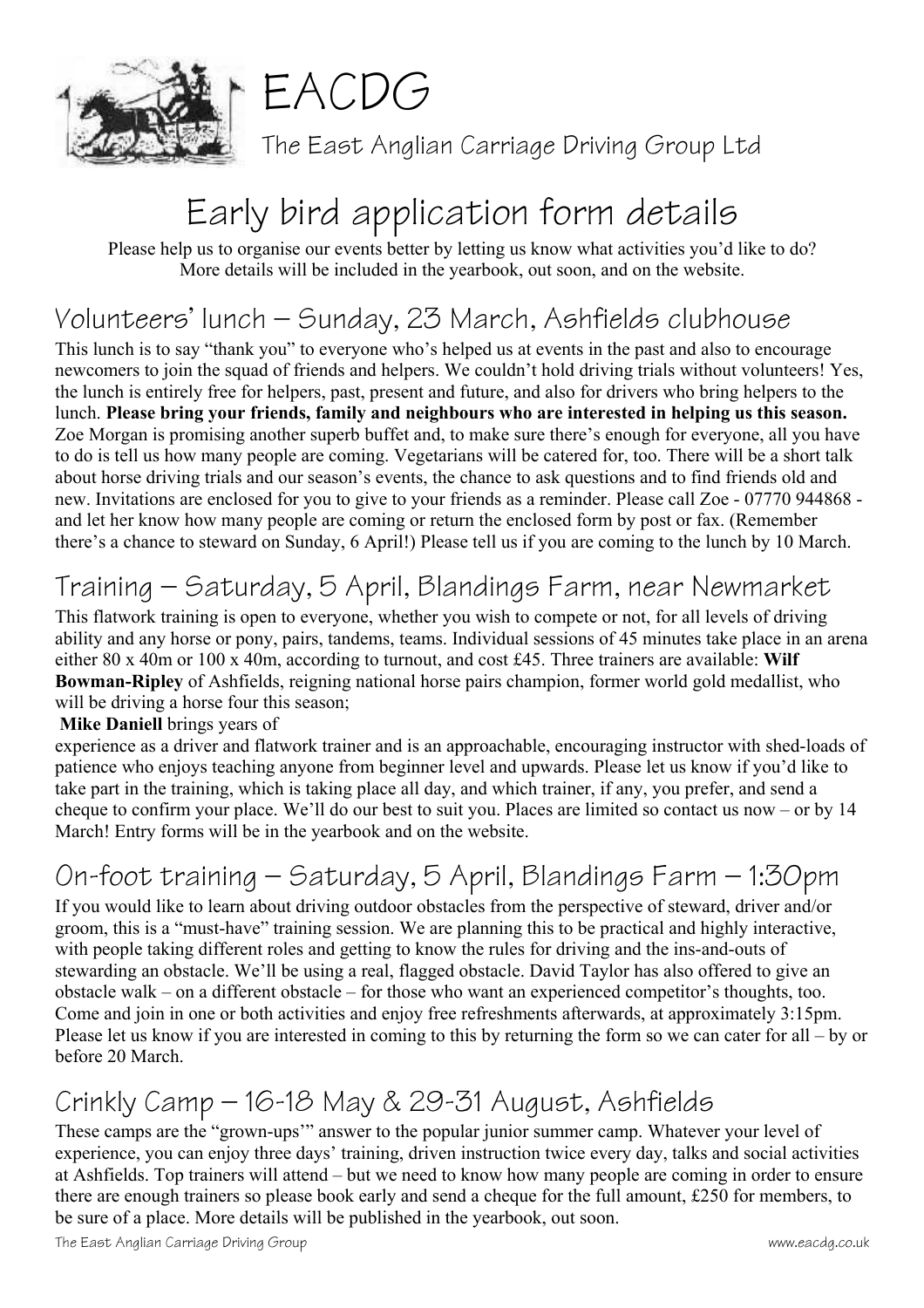# EACDG

The East Anglian Carriage Driving Group Ltd

## Early bird application form details

Please help us to organise our events better by letting us know what activities you'd like to do? More details will be included in the yearbook, out soon, and on the website.

### Volunteers' lunch – Sunday, 23 March, Ashfields clubhouse

This lunch is to say "thank you" to everyone who's helped us at events in the past and also to encourage newcomers to join the squad of friends and helpers. We couldn't hold driving trials without volunteers! Yes, the lunch is entirely free for helpers, past, present and future, and also for drivers who bring helpers to the lunch. **Please bring your friends, family and neighbours who are interested in helping us this season.** Zoe Morgan is promising another superb buffet and, to make sure there's enough for everyone, all you have to do is tell us how many people are coming. Vegetarians will be catered for, too. There will be a short talk about horse driving trials and our season's events, the chance to ask questions and to find friends old and new. Invitations are enclosed for you to give to your friends as a reminder. Please call Zoe - 07770 944868 - and let her know how many people are coming or return the enclosed form by post or fax. (Remember there's a chance to steward on Sunday, 6 April!) Please tell us if you are coming to the lunch by 10 March.

### Training – Saturday, 5 April, Blandings Farm, near Newmarket

This flatwork training is open to everyone, whether you wish to compete or not, for all levels of driving ability and any horse or pony, pairs, tandems, teams. Individual sessions of 45 minutes take place in an arena either 80 x 40m or 100 x 40m, according to turnout, and cost £45. Three trainers are available: **Wilf Bowman-Ripley** of Ashfields, reigning national horse pairs champion, former world gold medallist, who will be driving a horse four this season;

**Mike Daniell** brings years of experience as a driver and flatwork trainer and is an approachable, encouraging instructor with shed-loads of patience who enjoys teaching anyone from beginner level and upwards. Please let us know if you'd like to take part in the training, which is taking place all day, and which trainer, if any, you prefer, and send a cheque to confirm your place. We'll do our best to suit you. Places are limited so contact us now – or by 14 March! Entry forms will be in the yearbook and on the website.

### On-foot training – Saturday, 5 April, Blandings Farm – 1:30pm

If you would like to learn about driving outdoor obstacles from the perspective of steward, driver and/or groom, this is a "must-have" training session. We are planning this to be practical and highly interactive, with people taking different roles and getting to know the rules for driving and the ins-and-outs of stewarding an obstacle. We'll be using a real, flagged obstacle. David Taylor has also offered to give an obstacle walk – on a different obstacle – for those who want an experienced competitor's thoughts, too. Come and join in one or both activities and enjoy free refreshments afterwards, at approximately 3:15pm. Please let us know if you are interested in coming to this by returning the form so we can cater for all – by or before 20 March.

### Crinkly Camp – 16-18 May & 29-31 August, Ashfields

These camps are the "grown-ups'" answer to the popular junior summer camp. Whatever your level of experience, you can enjoy three days' training, driven instruction twice every day, talks and social activities at Ashfields. Top trainers will attend – but we need to know how many people are coming in order to ensure there are enough trainers so please book early and send a cheque for the full amount, £250 for members, to be sure of a place. More details will be published in the yearbook, out soon.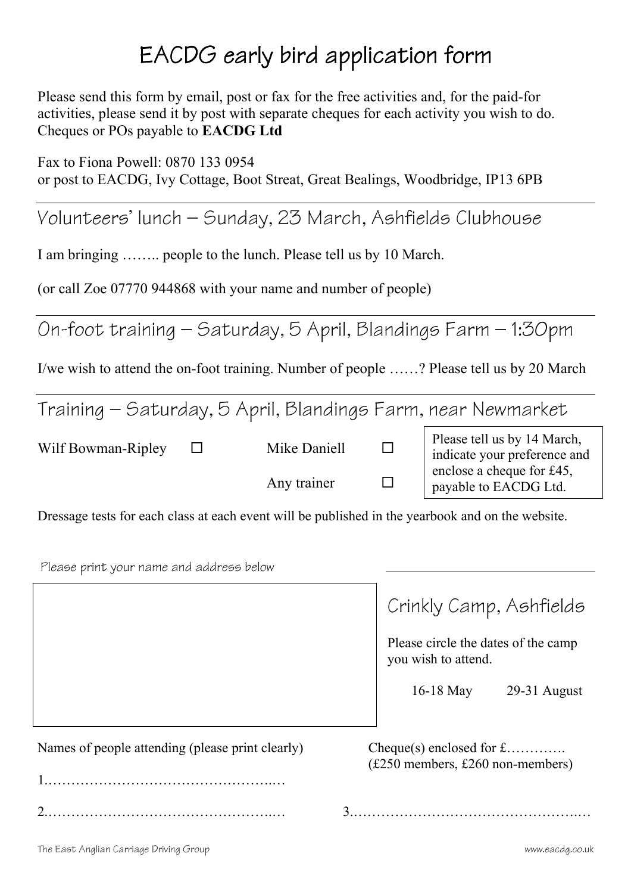# EACDG early bird application form

Please send this form by email, post or fax for the free activities and, for the paid-for activities, please send it by post with separate cheques for each activity you wish to do. Cheques or POs payable to **EACDG Ltd**

Fax to Fiona Powell: 0870 133 0954
or post to EACDG, Ivy Cottage, Boot Streat, Great Bealings, Woodbridge, IP13 6PB

## Volunteers' lunch – Sunday, 23 March, Ashfields Clubhouse

I am bringing …….. people to the lunch. Please tell us by 10 March.

(or call Zoe 07770 944868 with your name and number of people)

## On-foot training – Saturday, 5 April, Blandings Farm – 1:30pm

I/we wish to attend the on-foot training. Number of people ……? Please tell us by 20 March

## Training – Saturday, 5 April, Blandings Farm, near Newmarket

Wilf Bowman-Ripley ☐ Mike Daniell ☐

Any trainer ☐

Please tell us by 14 March, indicate your preference and enclose a cheque for £45, payable to EACDG Ltd.

Dressage tests for each class at each event will be published in the yearbook and on the website.

Please print your name and address below

## Crinkly Camp, Ashfields

Please circle the dates of the camp you wish to attend.

16-18 May 29-31 August

Names of people attending (please print clearly)

Cheque(s) enclosed for £………….
(£250 members, £260 non-members)

1.…………………………………………..…

2.…………………………………………..…

3.…………………………………………..…